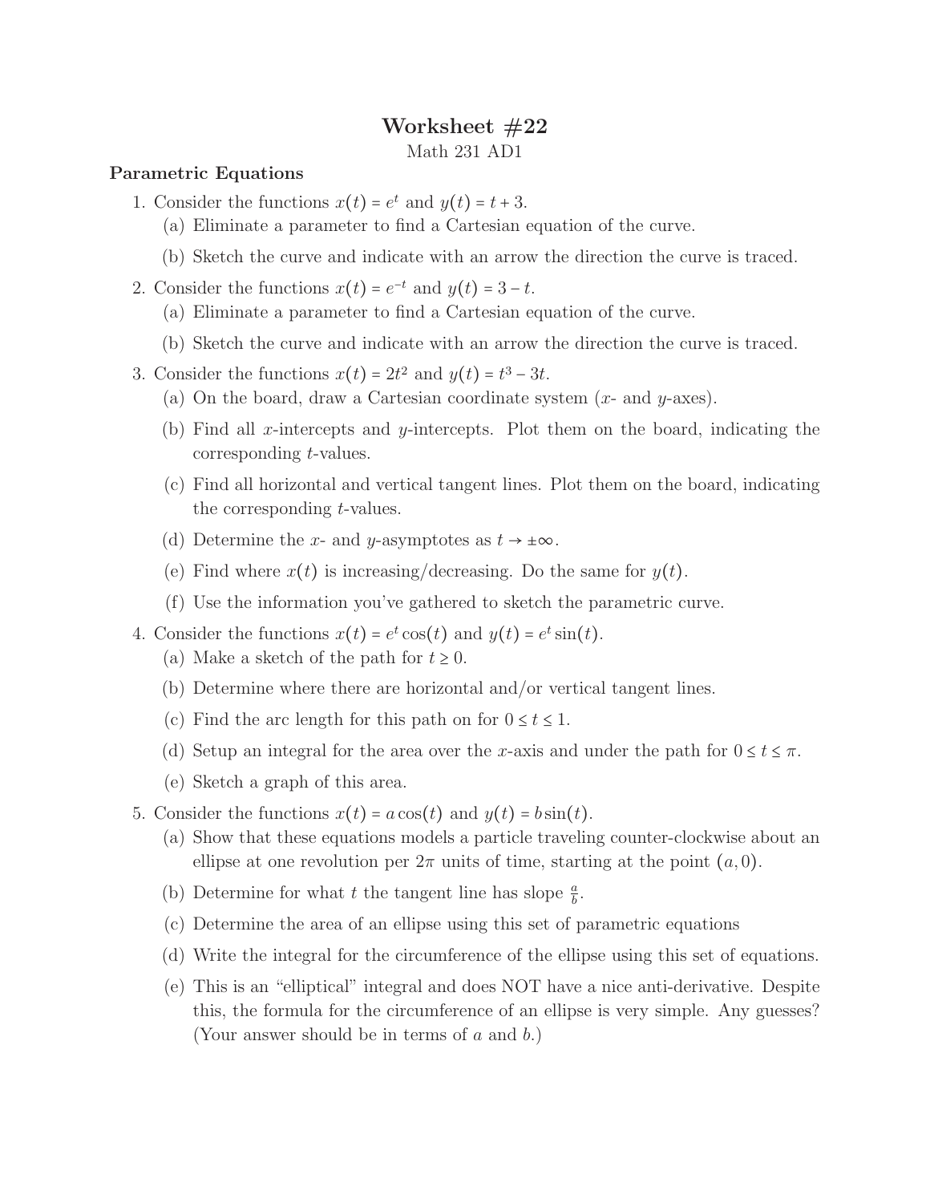# Worksheet #22

Math 231 AD1

## Parametric Equations

1. Consider the functions $x(t) = e^t$ and $y(t) = t + 3$.
   (a) Eliminate a parameter to find a Cartesian equation of the curve.
   (b) Sketch the curve and indicate with an arrow the direction the curve is traced.

2. Consider the functions $x(t) = e^{-t}$ and $y(t) = 3 - t$.
   (a) Eliminate a parameter to find a Cartesian equation of the curve.
   (b) Sketch the curve and indicate with an arrow the direction the curve is traced.

3. Consider the functions $x(t) = 2t^2$ and $y(t) = t^3 - 3t$.
   (a) On the board, draw a Cartesian coordinate system ($x$- and $y$-axes).
   (b) Find all $x$-intercepts and $y$-intercepts. Plot them on the board, indicating the corresponding $t$-values.
   (c) Find all horizontal and vertical tangent lines. Plot them on the board, indicating the corresponding $t$-values.
   (d) Determine the $x$- and $y$-asymptotes as $t \to \pm\infty$.
   (e) Find where $x(t)$ is increasing/decreasing. Do the same for $y(t)$.
   (f) Use the information you've gathered to sketch the parametric curve.

4. Consider the functions $x(t) = e^t \cos(t)$ and $y(t) = e^t \sin(t)$.
   (a) Make a sketch of the path for $t \geq 0$.
   (b) Determine where there are horizontal and/or vertical tangent lines.
   (c) Find the arc length for this path on for $0 \leq t \leq 1$.
   (d) Setup an integral for the area over the $x$-axis and under the path for $0 \leq t \leq \pi$.
   (e) Sketch a graph of this area.

5. Consider the functions $x(t) = a\cos(t)$ and $y(t) = b\sin(t)$.
   (a) Show that these equations models a particle traveling counter-clockwise about an ellipse at one revolution per $2\pi$ units of time, starting at the point $(a, 0)$.
   (b) Determine for what $t$ the tangent line has slope $\frac{a}{b}$.
   (c) Determine the area of an ellipse using this set of parametric equations
   (d) Write the integral for the circumference of the ellipse using this set of equations.
   (e) This is an "elliptical" integral and does NOT have a nice anti-derivative. Despite this, the formula for the circumference of an ellipse is very simple. Any guesses? (Your answer should be in terms of $a$ and $b$.)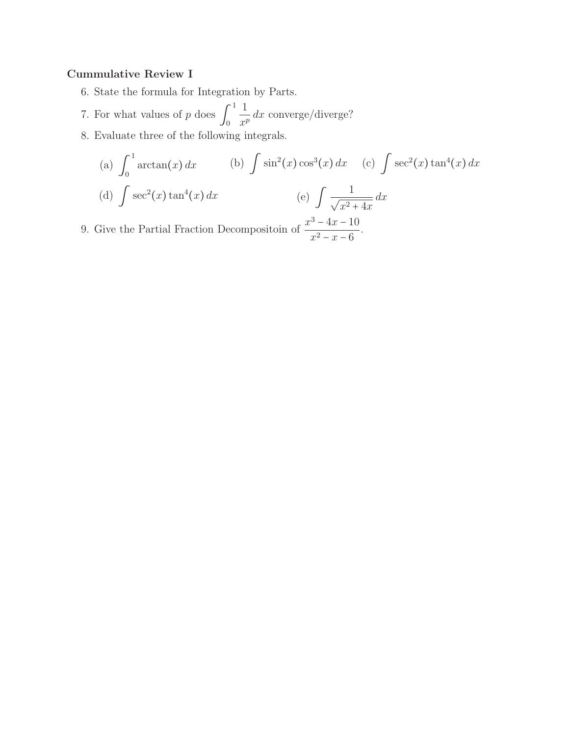**Cummulative Review I**

6. State the formula for Integration by Parts.
7. For what values of $p$ does $\int_0^1 \frac{1}{x^p}\,dx$ converge/diverge?
8. Evaluate three of the following integrals.

   (a) $\int_0^1 \arctan(x)\,dx$ (b) $\int \sin^2(x)\cos^3(x)\,dx$ (c) $\int \sec^2(x)\tan^4(x)\,dx$

   (d) $\int \sec^2(x)\tan^4(x)\,dx$ (e) $\int \frac{1}{\sqrt{x^2+4x}}\,dx$

9. Give the Partial Fraction Decompositoin of $\frac{x^3-4x-10}{x^2-x-6}$.